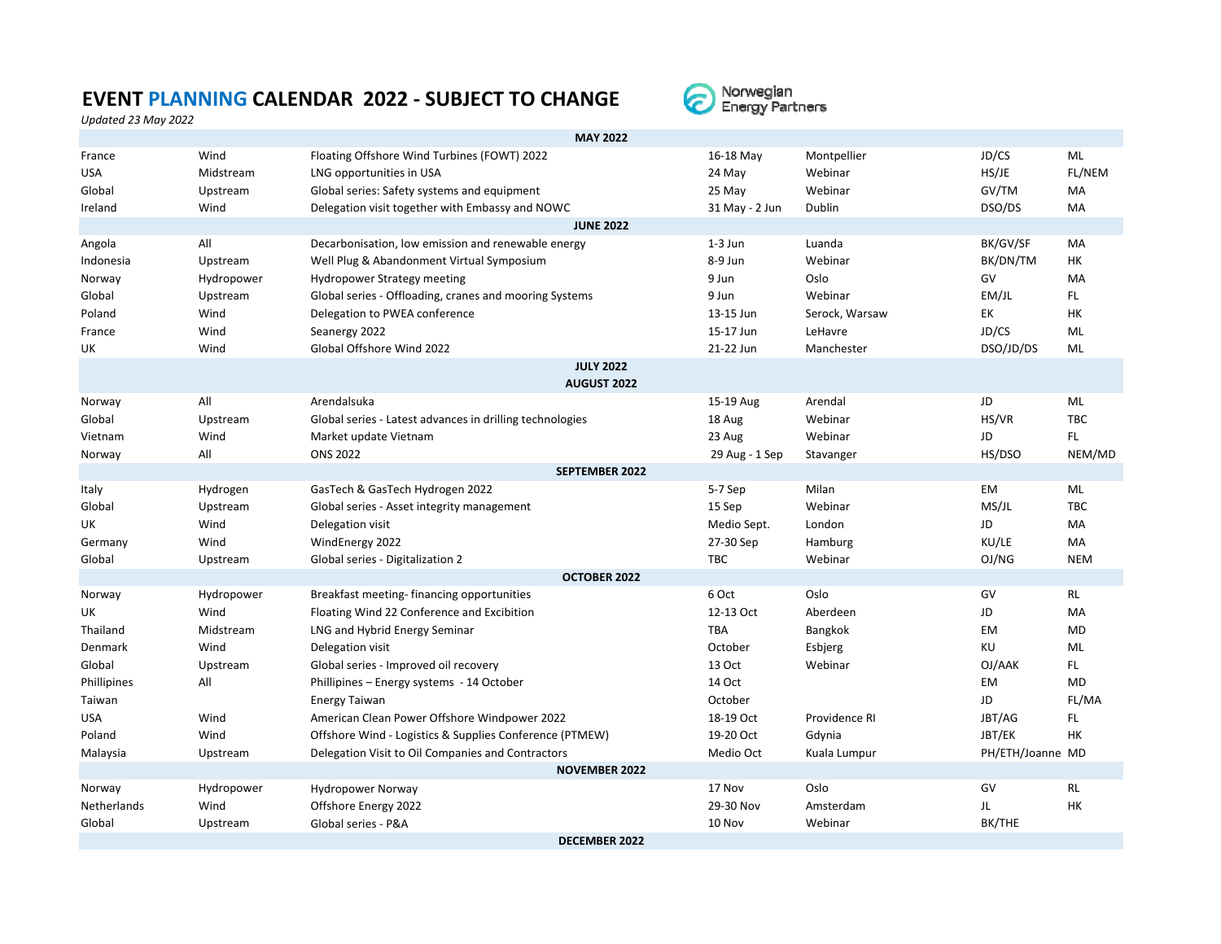# EVENT PLANNING CALENDAR 2022 - SUBJECT TO CHANGE

*Updated 23 May 2022*

Norwegian Energy Partners

| | | | | | | |
|---|---|---|---|---|---|---|
| | | **MAY 2022** | | | | |
| France | Wind | Floating Offshore Wind Turbines (FOWT) 2022 | 16-18 May | Montpellier | JD/CS | ML |
| USA | Midstream | LNG opportunities in USA | 24 May | Webinar | HS/JE | FL/NEM |
| Global | Upstream | Global series: Safety systems and equipment | 25 May | Webinar | GV/TM | MA |
| Ireland | Wind | Delegation visit together with Embassy and NOWC | 31 May - 2 Jun | Dublin | DSO/DS | MA |
| | | **JUNE 2022** | | | | |
| Angola | All | Decarbonisation, low emission and renewable energy | 1-3 Jun | Luanda | BK/GV/SF | MA |
| Indonesia | Upstream | Well Plug & Abandonment Virtual Symposium | 8-9 Jun | Webinar | BK/DN/TM | HK |
| Norway | Hydropower | Hydropower Strategy meeting | 9 Jun | Oslo | GV | MA |
| Global | Upstream | Global series - Offloading, cranes and mooring Systems | 9 Jun | Webinar | EM/JL | FL |
| Poland | Wind | Delegation to PWEA conference | 13-15 Jun | Serock, Warsaw | EK | HK |
| France | Wind | Seanergy 2022 | 15-17 Jun | LeHavre | JD/CS | ML |
| UK | Wind | Global Offshore Wind 2022 | 21-22 Jun | Manchester | DSO/JD/DS | ML |
| | | **JULY 2022** | | | | |
| | | **AUGUST 2022** | | | | |
| Norway | All | Arendalsuka | 15-19 Aug | Arendal | JD | ML |
| Global | Upstream | Global series - Latest advances in drilling technologies | 18 Aug | Webinar | HS/VR | TBC |
| Vietnam | Wind | Market update Vietnam | 23 Aug | Webinar | JD | FL |
| Norway | All | ONS 2022 | 29 Aug - 1 Sep | Stavanger | HS/DSO | NEM/MD |
| | | **SEPTEMBER 2022** | | | | |
| Italy | Hydrogen | GasTech & GasTech Hydrogen 2022 | 5-7 Sep | Milan | EM | ML |
| Global | Upstream | Global series - Asset integrity management | 15 Sep | Webinar | MS/JL | TBC |
| UK | Wind | Delegation visit | Medio Sept. | London | JD | MA |
| Germany | Wind | WindEnergy 2022 | 27-30 Sep | Hamburg | KU/LE | MA |
| Global | Upstream | Global series - Digitalization 2 | TBC | Webinar | OJ/NG | NEM |
| | | **OCTOBER 2022** | | | | |
| Norway | Hydropower | Breakfast meeting- financing opportunities | 6 Oct | Oslo | GV | RL |
| UK | Wind | Floating Wind 22 Conference and Excibition | 12-13 Oct | Aberdeen | JD | MA |
| Thailand | Midstream | LNG and Hybrid Energy Seminar | TBA | Bangkok | EM | MD |
| Denmark | Wind | Delegation visit | October | Esbjerg | KU | ML |
| Global | Upstream | Global series - Improved oil recovery | 13 Oct | Webinar | OJ/AAK | FL |
| Phillipines | All | Phillipines – Energy systems - 14 October | 14 Oct | | EM | MD |
| Taiwan | | Energy Taiwan | October | | JD | FL/MA |
| USA | Wind | American Clean Power Offshore Windpower 2022 | 18-19 Oct | Providence RI | JBT/AG | FL |
| Poland | Wind | Offshore Wind - Logistics & Supplies Conference (PTMEW) | 19-20 Oct | Gdynia | JBT/EK | HK |
| Malaysia | Upstream | Delegation Visit to Oil Companies and Contractors | Medio Oct | Kuala Lumpur | PH/ETH/Joanne | MD |
| | | **NOVEMBER 2022** | | | | |
| Norway | Hydropower | Hydropower Norway | 17 Nov | Oslo | GV | RL |
| Netherlands | Wind | Offshore Energy 2022 | 29-30 Nov | Amsterdam | JL | HK |
| Global | Upstream | Global series - P&A | 10 Nov | Webinar | BK/THE | |
| | | **DECEMBER 2022** | | | | |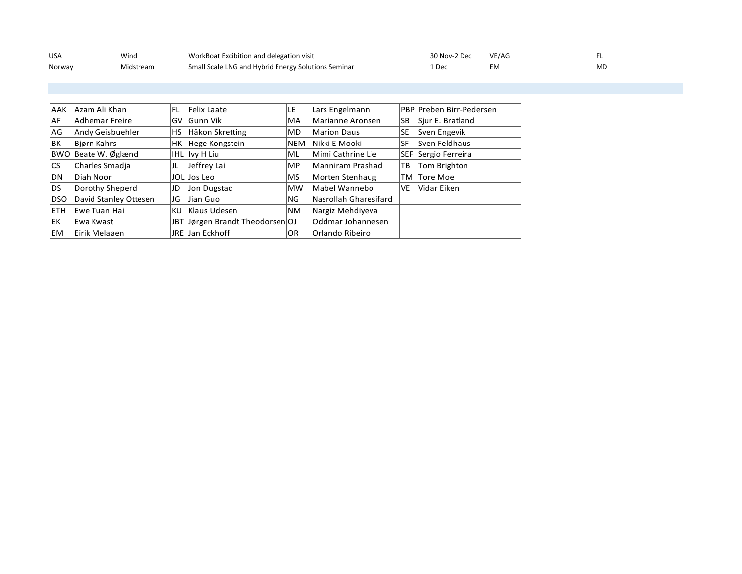| | | | | | |
|---|---|---|---|---|---|
| USA | Wind | WorkBoat Excibition and delegation visit | 30 Nov-2 Dec | VE/AG | FL |
| Norway | Midstream | Small Scale LNG and Hybrid Energy Solutions Seminar | 1 Dec | EM | MD |

| | | | | | | | |
|---|---|---|---|---|---|---|---|
| AAK | Azam Ali Khan | FL | Felix Laate | LE | Lars Engelmann | PBP | Preben Birr-Pedersen |
| AF | Adhemar Freire | GV | Gunn Vik | MA | Marianne Aronsen | SB | Sjur E. Bratland |
| AG | Andy Geisbuehler | HS | Håkon Skretting | MD | Marion Daus | SE | Sven Engevik |
| BK | Bjørn Kahrs | HK | Hege Kongstein | NEM | Nikki E Mooki | SF | Sven Feldhaus |
| BWO | Beate W. Øglænd | IHL | Ivy H Liu | ML | Mimi Cathrine Lie | SEF | Sergio Ferreira |
| CS | Charles Smadja | JL | Jeffrey Lai | MP | Manniram Prashad | TB | Tom Brighton |
| DN | Diah Noor | JOL | Jos Leo | MS | Morten Stenhaug | TM | Tore Moe |
| DS | Dorothy Sheperd | JD | Jon Dugstad | MW | Mabel Wannebo | VE | Vidar Eiken |
| DSO | David Stanley Ottesen | JG | Jian Guo | NG | Nasrollah Gharesifard | | |
| ETH | Ewe Tuan Hai | KU | Klaus Udesen | NM | Nargiz Mehdiyeva | | |
| EK | Ewa Kwast | JBT | Jørgen Brandt Theodorsen | OJ | Oddmar Johannesen | | |
| EM | Eirik Melaaen | JRE | Jan Eckhoff | OR | Orlando Ribeiro | | |